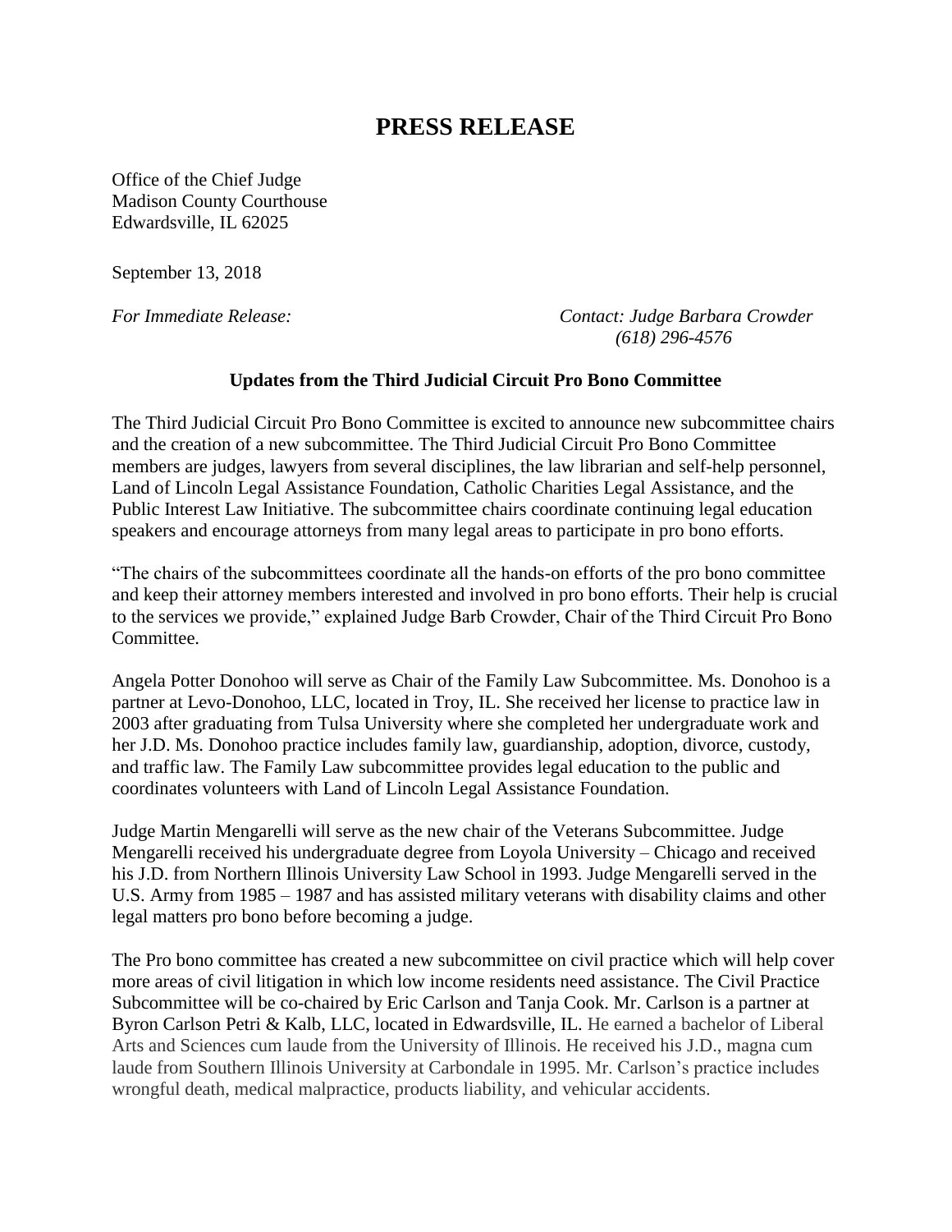# PRESS RELEASE

Office of the Chief Judge
Madison County Courthouse
Edwardsville, IL 62025

September 13, 2018

*For Immediate Release:* *Contact: Judge Barbara Crowder*
*(618) 296-4576*

**Updates from the Third Judicial Circuit Pro Bono Committee**

The Third Judicial Circuit Pro Bono Committee is excited to announce new subcommittee chairs and the creation of a new subcommittee. The Third Judicial Circuit Pro Bono Committee members are judges, lawyers from several disciplines, the law librarian and self-help personnel, Land of Lincoln Legal Assistance Foundation, Catholic Charities Legal Assistance, and the Public Interest Law Initiative. The subcommittee chairs coordinate continuing legal education speakers and encourage attorneys from many legal areas to participate in pro bono efforts.

"The chairs of the subcommittees coordinate all the hands-on efforts of the pro bono committee and keep their attorney members interested and involved in pro bono efforts. Their help is crucial to the services we provide," explained Judge Barb Crowder, Chair of the Third Circuit Pro Bono Committee.

Angela Potter Donohoo will serve as Chair of the Family Law Subcommittee. Ms. Donohoo is a partner at Levo-Donohoo, LLC, located in Troy, IL. She received her license to practice law in 2003 after graduating from Tulsa University where she completed her undergraduate work and her J.D. Ms. Donohoo practice includes family law, guardianship, adoption, divorce, custody, and traffic law. The Family Law subcommittee provides legal education to the public and coordinates volunteers with Land of Lincoln Legal Assistance Foundation.

Judge Martin Mengarelli will serve as the new chair of the Veterans Subcommittee. Judge Mengarelli received his undergraduate degree from Loyola University – Chicago and received his J.D. from Northern Illinois University Law School in 1993. Judge Mengarelli served in the U.S. Army from 1985 – 1987 and has assisted military veterans with disability claims and other legal matters pro bono before becoming a judge.

The Pro bono committee has created a new subcommittee on civil practice which will help cover more areas of civil litigation in which low income residents need assistance. The Civil Practice Subcommittee will be co-chaired by Eric Carlson and Tanja Cook. Mr. Carlson is a partner at Byron Carlson Petri & Kalb, LLC, located in Edwardsville, IL. He earned a bachelor of Liberal Arts and Sciences cum laude from the University of Illinois. He received his J.D., magna cum laude from Southern Illinois University at Carbondale in 1995. Mr. Carlson's practice includes wrongful death, medical malpractice, products liability, and vehicular accidents.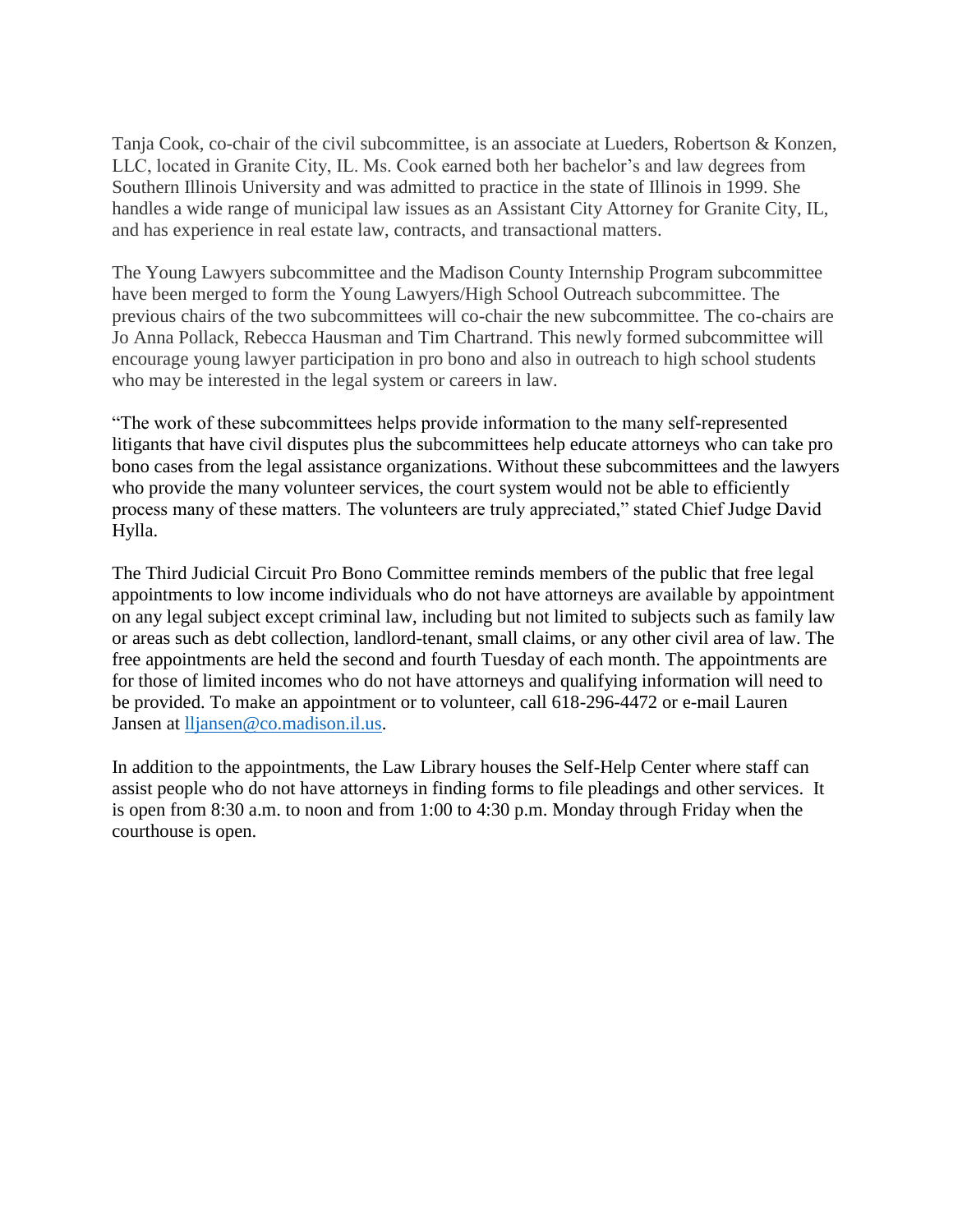Tanja Cook, co-chair of the civil subcommittee, is an associate at Lueders, Robertson & Konzen, LLC, located in Granite City, IL. Ms. Cook earned both her bachelor's and law degrees from Southern Illinois University and was admitted to practice in the state of Illinois in 1999. She handles a wide range of municipal law issues as an Assistant City Attorney for Granite City, IL, and has experience in real estate law, contracts, and transactional matters.

The Young Lawyers subcommittee and the Madison County Internship Program subcommittee have been merged to form the Young Lawyers/High School Outreach subcommittee. The previous chairs of the two subcommittees will co-chair the new subcommittee. The co-chairs are Jo Anna Pollack, Rebecca Hausman and Tim Chartrand. This newly formed subcommittee will encourage young lawyer participation in pro bono and also in outreach to high school students who may be interested in the legal system or careers in law.

"The work of these subcommittees helps provide information to the many self-represented litigants that have civil disputes plus the subcommittees help educate attorneys who can take pro bono cases from the legal assistance organizations. Without these subcommittees and the lawyers who provide the many volunteer services, the court system would not be able to efficiently process many of these matters. The volunteers are truly appreciated," stated Chief Judge David Hylla.

The Third Judicial Circuit Pro Bono Committee reminds members of the public that free legal appointments to low income individuals who do not have attorneys are available by appointment on any legal subject except criminal law, including but not limited to subjects such as family law or areas such as debt collection, landlord-tenant, small claims, or any other civil area of law. The free appointments are held the second and fourth Tuesday of each month. The appointments are for those of limited incomes who do not have attorneys and qualifying information will need to be provided. To make an appointment or to volunteer, call 618-296-4472 or e-mail Lauren Jansen at lljansen@co.madison.il.us.

In addition to the appointments, the Law Library houses the Self-Help Center where staff can assist people who do not have attorneys in finding forms to file pleadings and other services. It is open from 8:30 a.m. to noon and from 1:00 to 4:30 p.m. Monday through Friday when the courthouse is open.